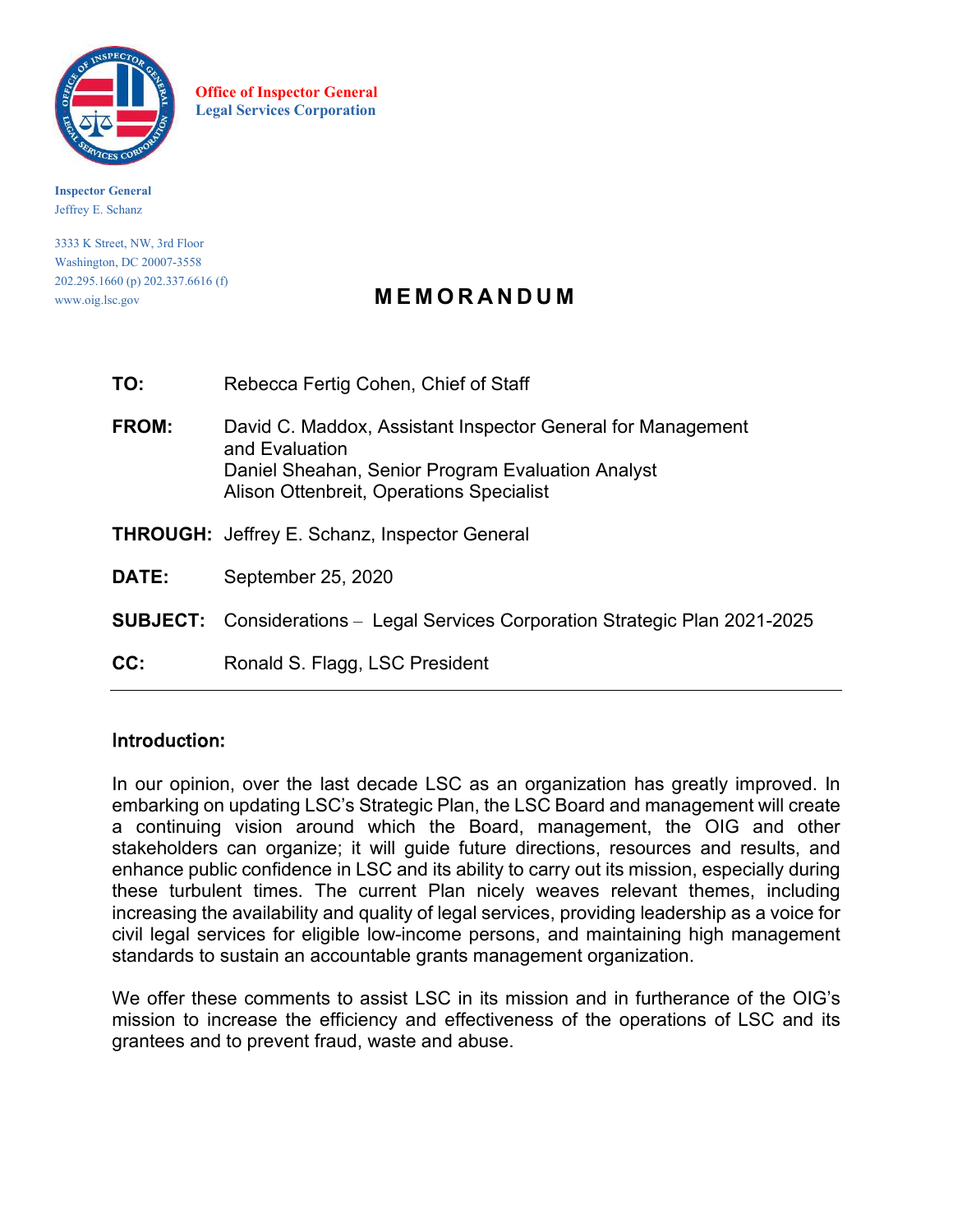**Office of Inspector General**
**Legal Services Corporation**

**Inspector General**
Jeffrey E. Schanz

3333 K Street, NW, 3rd Floor
Washington, DC 20007-3558
202.295.1660 (p) 202.337.6616 (f)
www.oig.lsc.gov

# MEMORANDUM

**TO:** Rebecca Fertig Cohen, Chief of Staff

**FROM:** David C. Maddox, Assistant Inspector General for Management and Evaluation
Daniel Sheahan, Senior Program Evaluation Analyst
Alison Ottenbreit, Operations Specialist

**THROUGH:** Jeffrey E. Schanz, Inspector General

**DATE:** September 25, 2020

**SUBJECT:** Considerations – Legal Services Corporation Strategic Plan 2021-2025

**CC:** Ronald S. Flagg, LSC President

---

## Introduction:

In our opinion, over the last decade LSC as an organization has greatly improved. In embarking on updating LSC's Strategic Plan, the LSC Board and management will create a continuing vision around which the Board, management, the OIG and other stakeholders can organize; it will guide future directions, resources and results, and enhance public confidence in LSC and its ability to carry out its mission, especially during these turbulent times. The current Plan nicely weaves relevant themes, including increasing the availability and quality of legal services, providing leadership as a voice for civil legal services for eligible low-income persons, and maintaining high management standards to sustain an accountable grants management organization.

We offer these comments to assist LSC in its mission and in furtherance of the OIG's mission to increase the efficiency and effectiveness of the operations of LSC and its grantees and to prevent fraud, waste and abuse.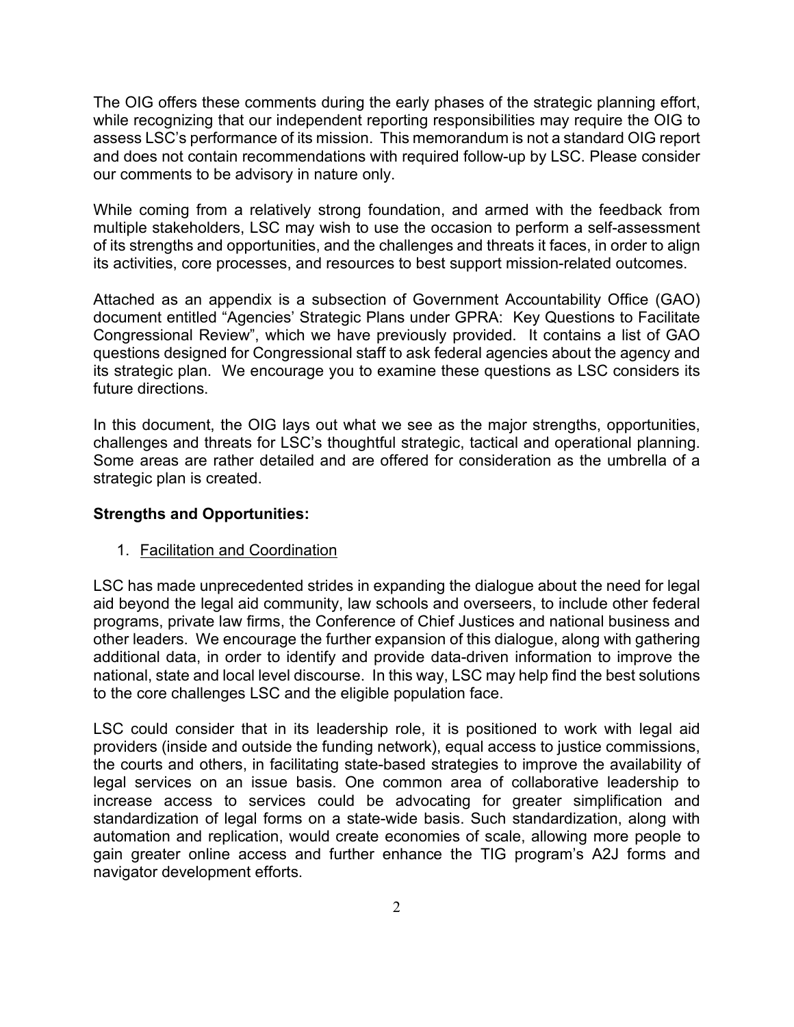The OIG offers these comments during the early phases of the strategic planning effort, while recognizing that our independent reporting responsibilities may require the OIG to assess LSC's performance of its mission. This memorandum is not a standard OIG report and does not contain recommendations with required follow-up by LSC. Please consider our comments to be advisory in nature only.

While coming from a relatively strong foundation, and armed with the feedback from multiple stakeholders, LSC may wish to use the occasion to perform a self-assessment of its strengths and opportunities, and the challenges and threats it faces, in order to align its activities, core processes, and resources to best support mission-related outcomes.

Attached as an appendix is a subsection of Government Accountability Office (GAO) document entitled "Agencies' Strategic Plans under GPRA: Key Questions to Facilitate Congressional Review", which we have previously provided. It contains a list of GAO questions designed for Congressional staff to ask federal agencies about the agency and its strategic plan. We encourage you to examine these questions as LSC considers its future directions.

In this document, the OIG lays out what we see as the major strengths, opportunities, challenges and threats for LSC's thoughtful strategic, tactical and operational planning. Some areas are rather detailed and are offered for consideration as the umbrella of a strategic plan is created.

**Strengths and Opportunities:**

1. Facilitation and Coordination

LSC has made unprecedented strides in expanding the dialogue about the need for legal aid beyond the legal aid community, law schools and overseers, to include other federal programs, private law firms, the Conference of Chief Justices and national business and other leaders. We encourage the further expansion of this dialogue, along with gathering additional data, in order to identify and provide data-driven information to improve the national, state and local level discourse. In this way, LSC may help find the best solutions to the core challenges LSC and the eligible population face.

LSC could consider that in its leadership role, it is positioned to work with legal aid providers (inside and outside the funding network), equal access to justice commissions, the courts and others, in facilitating state-based strategies to improve the availability of legal services on an issue basis. One common area of collaborative leadership to increase access to services could be advocating for greater simplification and standardization of legal forms on a state-wide basis. Such standardization, along with automation and replication, would create economies of scale, allowing more people to gain greater online access and further enhance the TIG program's A2J forms and navigator development efforts.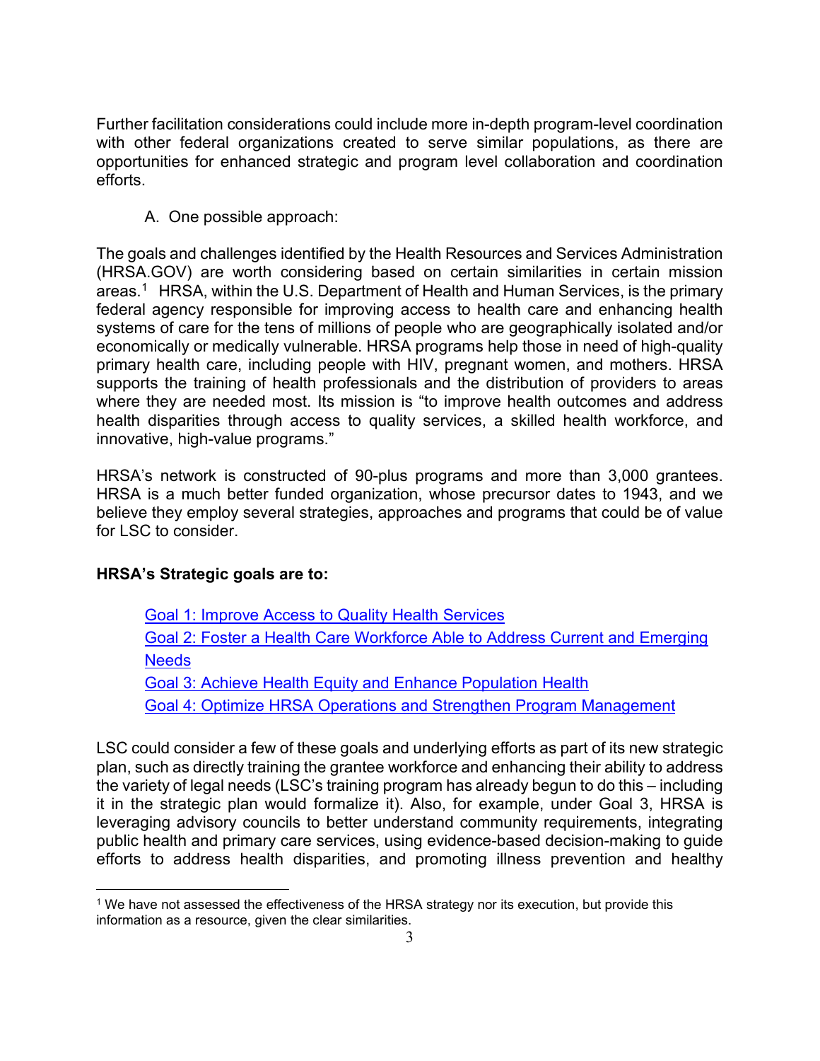Further facilitation considerations could include more in-depth program-level coordination with other federal organizations created to serve similar populations, as there are opportunities for enhanced strategic and program level collaboration and coordination efforts.

A. One possible approach:

The goals and challenges identified by the Health Resources and Services Administration (HRSA.GOV) are worth considering based on certain similarities in certain mission areas.[1] HRSA, within the U.S. Department of Health and Human Services, is the primary federal agency responsible for improving access to health care and enhancing health systems of care for the tens of millions of people who are geographically isolated and/or economically or medically vulnerable. HRSA programs help those in need of high-quality primary health care, including people with HIV, pregnant women, and mothers. HRSA supports the training of health professionals and the distribution of providers to areas where they are needed most. Its mission is "to improve health outcomes and address health disparities through access to quality services, a skilled health workforce, and innovative, high-value programs."

HRSA's network is constructed of 90-plus programs and more than 3,000 grantees. HRSA is a much better funded organization, whose precursor dates to 1943, and we believe they employ several strategies, approaches and programs that could be of value for LSC to consider.

**HRSA's Strategic goals are to:**

Goal 1: Improve Access to Quality Health Services
Goal 2: Foster a Health Care Workforce Able to Address Current and Emerging Needs
Goal 3: Achieve Health Equity and Enhance Population Health
Goal 4: Optimize HRSA Operations and Strengthen Program Management

LSC could consider a few of these goals and underlying efforts as part of its new strategic plan, such as directly training the grantee workforce and enhancing their ability to address the variety of legal needs (LSC's training program has already begun to do this – including it in the strategic plan would formalize it). Also, for example, under Goal 3, HRSA is leveraging advisory councils to better understand community requirements, integrating public health and primary care services, using evidence-based decision-making to guide efforts to address health disparities, and promoting illness prevention and healthy

[1] We have not assessed the effectiveness of the HRSA strategy nor its execution, but provide this information as a resource, given the clear similarities.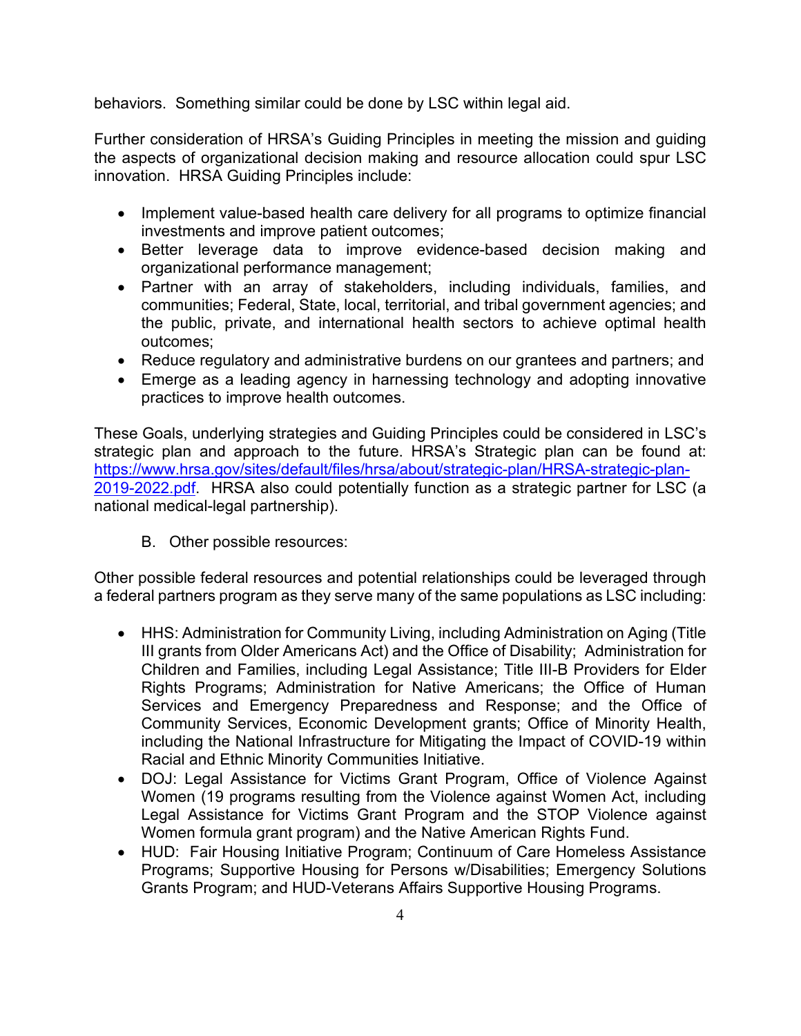behaviors. Something similar could be done by LSC within legal aid.

Further consideration of HRSA's Guiding Principles in meeting the mission and guiding the aspects of organizational decision making and resource allocation could spur LSC innovation. HRSA Guiding Principles include:

- Implement value-based health care delivery for all programs to optimize financial investments and improve patient outcomes;
- Better leverage data to improve evidence-based decision making and organizational performance management;
- Partner with an array of stakeholders, including individuals, families, and communities; Federal, State, local, territorial, and tribal government agencies; and the public, private, and international health sectors to achieve optimal health outcomes;
- Reduce regulatory and administrative burdens on our grantees and partners; and
- Emerge as a leading agency in harnessing technology and adopting innovative practices to improve health outcomes.

These Goals, underlying strategies and Guiding Principles could be considered in LSC's strategic plan and approach to the future. HRSA's Strategic plan can be found at: [https://www.hrsa.gov/sites/default/files/hrsa/about/strategic-plan/HRSA-strategic-plan-2019-2022.pdf](https://www.hrsa.gov/sites/default/files/hrsa/about/strategic-plan/HRSA-strategic-plan-2019-2022.pdf). HRSA also could potentially function as a strategic partner for LSC (a national medical-legal partnership).

B. Other possible resources:

Other possible federal resources and potential relationships could be leveraged through a federal partners program as they serve many of the same populations as LSC including:

- HHS: Administration for Community Living, including Administration on Aging (Title III grants from Older Americans Act) and the Office of Disability; Administration for Children and Families, including Legal Assistance; Title III-B Providers for Elder Rights Programs; Administration for Native Americans; the Office of Human Services and Emergency Preparedness and Response; and the Office of Community Services, Economic Development grants; Office of Minority Health, including the National Infrastructure for Mitigating the Impact of COVID-19 within Racial and Ethnic Minority Communities Initiative.
- DOJ: Legal Assistance for Victims Grant Program, Office of Violence Against Women (19 programs resulting from the Violence against Women Act, including Legal Assistance for Victims Grant Program and the STOP Violence against Women formula grant program) and the Native American Rights Fund.
- HUD: Fair Housing Initiative Program; Continuum of Care Homeless Assistance Programs; Supportive Housing for Persons w/Disabilities; Emergency Solutions Grants Program; and HUD-Veterans Affairs Supportive Housing Programs.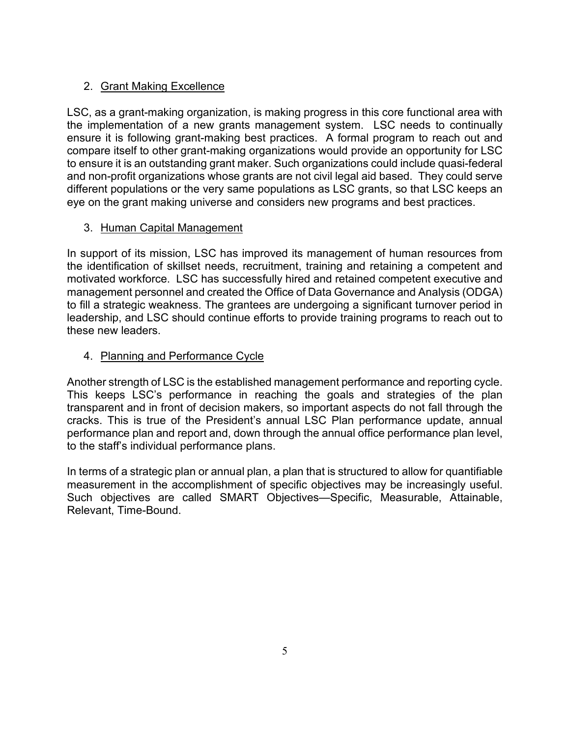2. Grant Making Excellence

LSC, as a grant-making organization, is making progress in this core functional area with the implementation of a new grants management system. LSC needs to continually ensure it is following grant-making best practices. A formal program to reach out and compare itself to other grant-making organizations would provide an opportunity for LSC to ensure it is an outstanding grant maker. Such organizations could include quasi-federal and non-profit organizations whose grants are not civil legal aid based. They could serve different populations or the very same populations as LSC grants, so that LSC keeps an eye on the grant making universe and considers new programs and best practices.

3. Human Capital Management

In support of its mission, LSC has improved its management of human resources from the identification of skillset needs, recruitment, training and retaining a competent and motivated workforce. LSC has successfully hired and retained competent executive and management personnel and created the Office of Data Governance and Analysis (ODGA) to fill a strategic weakness. The grantees are undergoing a significant turnover period in leadership, and LSC should continue efforts to provide training programs to reach out to these new leaders.

4. Planning and Performance Cycle

Another strength of LSC is the established management performance and reporting cycle. This keeps LSC's performance in reaching the goals and strategies of the plan transparent and in front of decision makers, so important aspects do not fall through the cracks. This is true of the President's annual LSC Plan performance update, annual performance plan and report and, down through the annual office performance plan level, to the staff's individual performance plans.

In terms of a strategic plan or annual plan, a plan that is structured to allow for quantifiable measurement in the accomplishment of specific objectives may be increasingly useful. Such objectives are called SMART Objectives—Specific, Measurable, Attainable, Relevant, Time-Bound.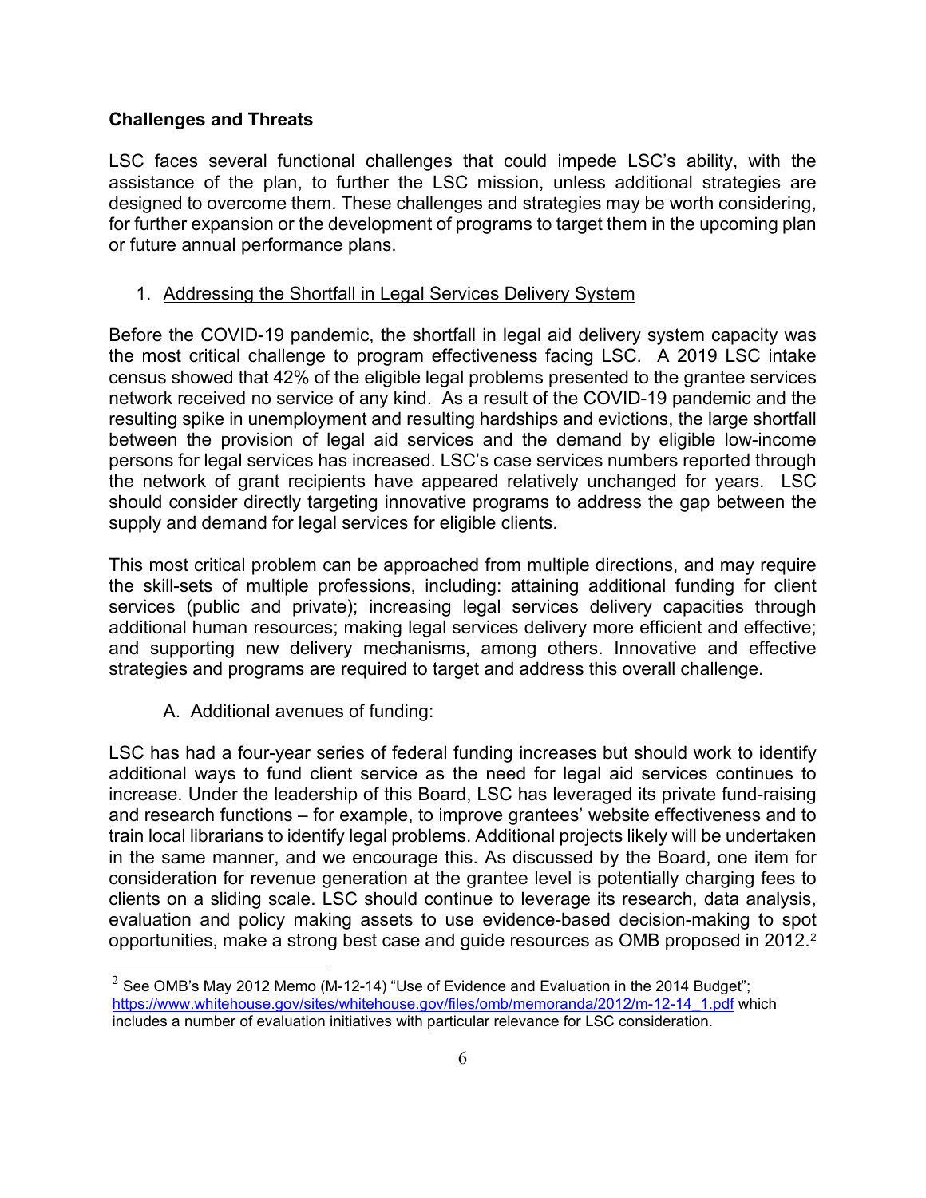**Challenges and Threats**

LSC faces several functional challenges that could impede LSC's ability, with the assistance of the plan, to further the LSC mission, unless additional strategies are designed to overcome them. These challenges and strategies may be worth considering, for further expansion or the development of programs to target them in the upcoming plan or future annual performance plans.

1. Addressing the Shortfall in Legal Services Delivery System

Before the COVID-19 pandemic, the shortfall in legal aid delivery system capacity was the most critical challenge to program effectiveness facing LSC. A 2019 LSC intake census showed that 42% of the eligible legal problems presented to the grantee services network received no service of any kind. As a result of the COVID-19 pandemic and the resulting spike in unemployment and resulting hardships and evictions, the large shortfall between the provision of legal aid services and the demand by eligible low-income persons for legal services has increased. LSC's case services numbers reported through the network of grant recipients have appeared relatively unchanged for years. LSC should consider directly targeting innovative programs to address the gap between the supply and demand for legal services for eligible clients.

This most critical problem can be approached from multiple directions, and may require the skill-sets of multiple professions, including: attaining additional funding for client services (public and private); increasing legal services delivery capacities through additional human resources; making legal services delivery more efficient and effective; and supporting new delivery mechanisms, among others. Innovative and effective strategies and programs are required to target and address this overall challenge.

A. Additional avenues of funding:

LSC has had a four-year series of federal funding increases but should work to identify additional ways to fund client service as the need for legal aid services continues to increase. Under the leadership of this Board, LSC has leveraged its private fund-raising and research functions – for example, to improve grantees' website effectiveness and to train local librarians to identify legal problems. Additional projects likely will be undertaken in the same manner, and we encourage this. As discussed by the Board, one item for consideration for revenue generation at the grantee level is potentially charging fees to clients on a sliding scale. LSC should continue to leverage its research, data analysis, evaluation and policy making assets to use evidence-based decision-making to spot opportunities, make a strong best case and guide resources as OMB proposed in 2012.[2]

[2] See OMB's May 2012 Memo (M-12-14) "Use of Evidence and Evaluation in the 2014 Budget"; https://www.whitehouse.gov/sites/whitehouse.gov/files/omb/memoranda/2012/m-12-14_1.pdf which includes a number of evaluation initiatives with particular relevance for LSC consideration.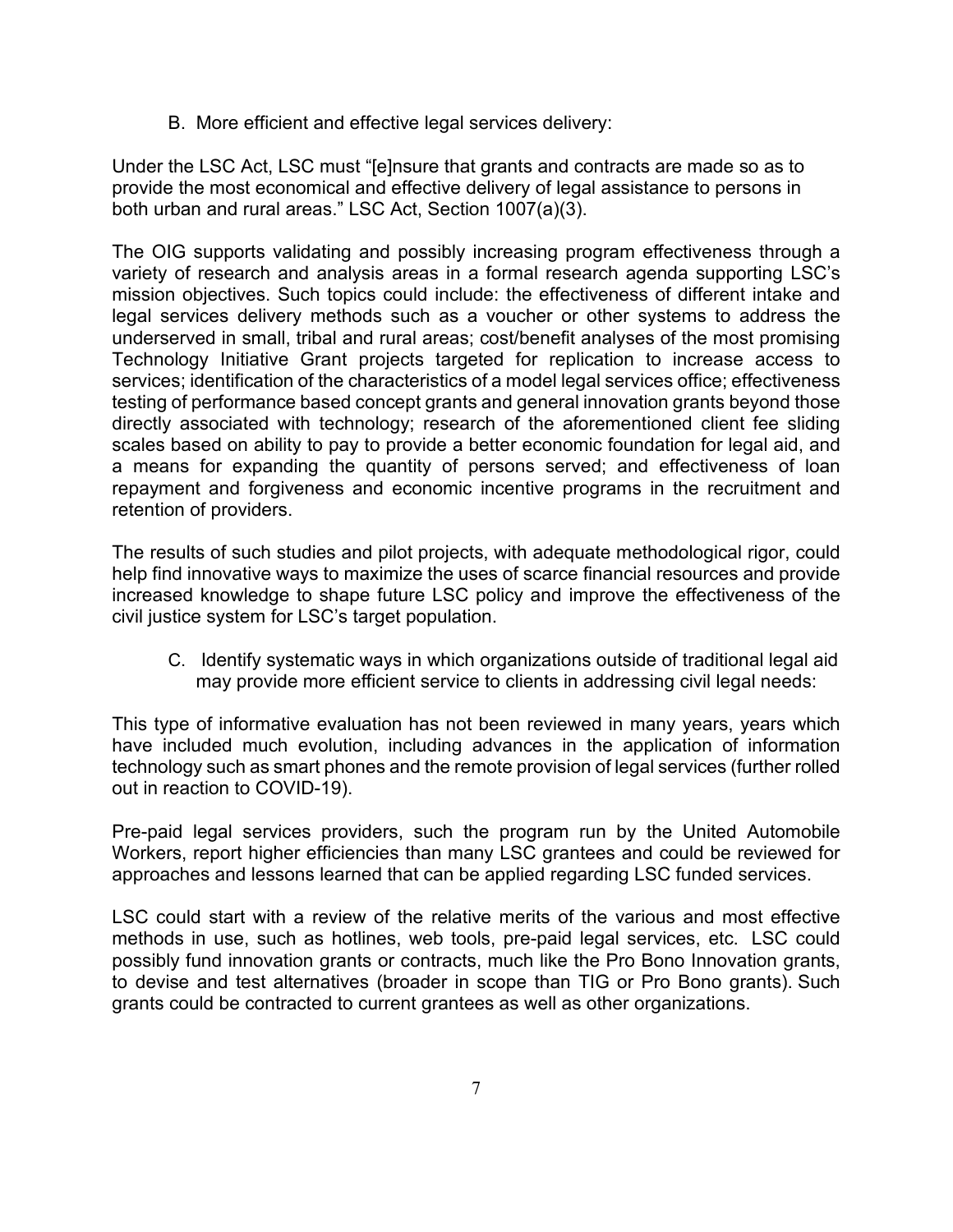B. More efficient and effective legal services delivery:

Under the LSC Act, LSC must "[e]nsure that grants and contracts are made so as to provide the most economical and effective delivery of legal assistance to persons in both urban and rural areas." LSC Act, Section 1007(a)(3).

The OIG supports validating and possibly increasing program effectiveness through a variety of research and analysis areas in a formal research agenda supporting LSC's mission objectives. Such topics could include: the effectiveness of different intake and legal services delivery methods such as a voucher or other systems to address the underserved in small, tribal and rural areas; cost/benefit analyses of the most promising Technology Initiative Grant projects targeted for replication to increase access to services; identification of the characteristics of a model legal services office; effectiveness testing of performance based concept grants and general innovation grants beyond those directly associated with technology; research of the aforementioned client fee sliding scales based on ability to pay to provide a better economic foundation for legal aid, and a means for expanding the quantity of persons served; and effectiveness of loan repayment and forgiveness and economic incentive programs in the recruitment and retention of providers.

The results of such studies and pilot projects, with adequate methodological rigor, could help find innovative ways to maximize the uses of scarce financial resources and provide increased knowledge to shape future LSC policy and improve the effectiveness of the civil justice system for LSC's target population.

C. Identify systematic ways in which organizations outside of traditional legal aid may provide more efficient service to clients in addressing civil legal needs:

This type of informative evaluation has not been reviewed in many years, years which have included much evolution, including advances in the application of information technology such as smart phones and the remote provision of legal services (further rolled out in reaction to COVID-19).

Pre-paid legal services providers, such the program run by the United Automobile Workers, report higher efficiencies than many LSC grantees and could be reviewed for approaches and lessons learned that can be applied regarding LSC funded services.

LSC could start with a review of the relative merits of the various and most effective methods in use, such as hotlines, web tools, pre-paid legal services, etc. LSC could possibly fund innovation grants or contracts, much like the Pro Bono Innovation grants, to devise and test alternatives (broader in scope than TIG or Pro Bono grants). Such grants could be contracted to current grantees as well as other organizations.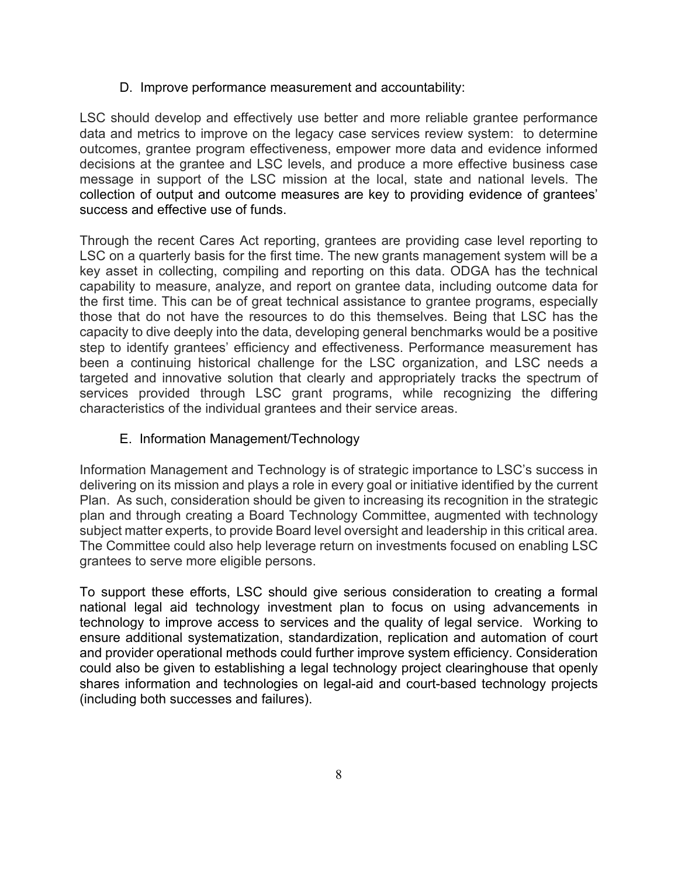### D. Improve performance measurement and accountability:

LSC should develop and effectively use better and more reliable grantee performance data and metrics to improve on the legacy case services review system: to determine outcomes, grantee program effectiveness, empower more data and evidence informed decisions at the grantee and LSC levels, and produce a more effective business case message in support of the LSC mission at the local, state and national levels. The collection of output and outcome measures are key to providing evidence of grantees' success and effective use of funds.

Through the recent Cares Act reporting, grantees are providing case level reporting to LSC on a quarterly basis for the first time. The new grants management system will be a key asset in collecting, compiling and reporting on this data. ODGA has the technical capability to measure, analyze, and report on grantee data, including outcome data for the first time. This can be of great technical assistance to grantee programs, especially those that do not have the resources to do this themselves. Being that LSC has the capacity to dive deeply into the data, developing general benchmarks would be a positive step to identify grantees' efficiency and effectiveness. Performance measurement has been a continuing historical challenge for the LSC organization, and LSC needs a targeted and innovative solution that clearly and appropriately tracks the spectrum of services provided through LSC grant programs, while recognizing the differing characteristics of the individual grantees and their service areas.

### E. Information Management/Technology

Information Management and Technology is of strategic importance to LSC's success in delivering on its mission and plays a role in every goal or initiative identified by the current Plan. As such, consideration should be given to increasing its recognition in the strategic plan and through creating a Board Technology Committee, augmented with technology subject matter experts, to provide Board level oversight and leadership in this critical area. The Committee could also help leverage return on investments focused on enabling LSC grantees to serve more eligible persons.

To support these efforts, LSC should give serious consideration to creating a formal national legal aid technology investment plan to focus on using advancements in technology to improve access to services and the quality of legal service. Working to ensure additional systematization, standardization, replication and automation of court and provider operational methods could further improve system efficiency. Consideration could also be given to establishing a legal technology project clearinghouse that openly shares information and technologies on legal-aid and court-based technology projects (including both successes and failures).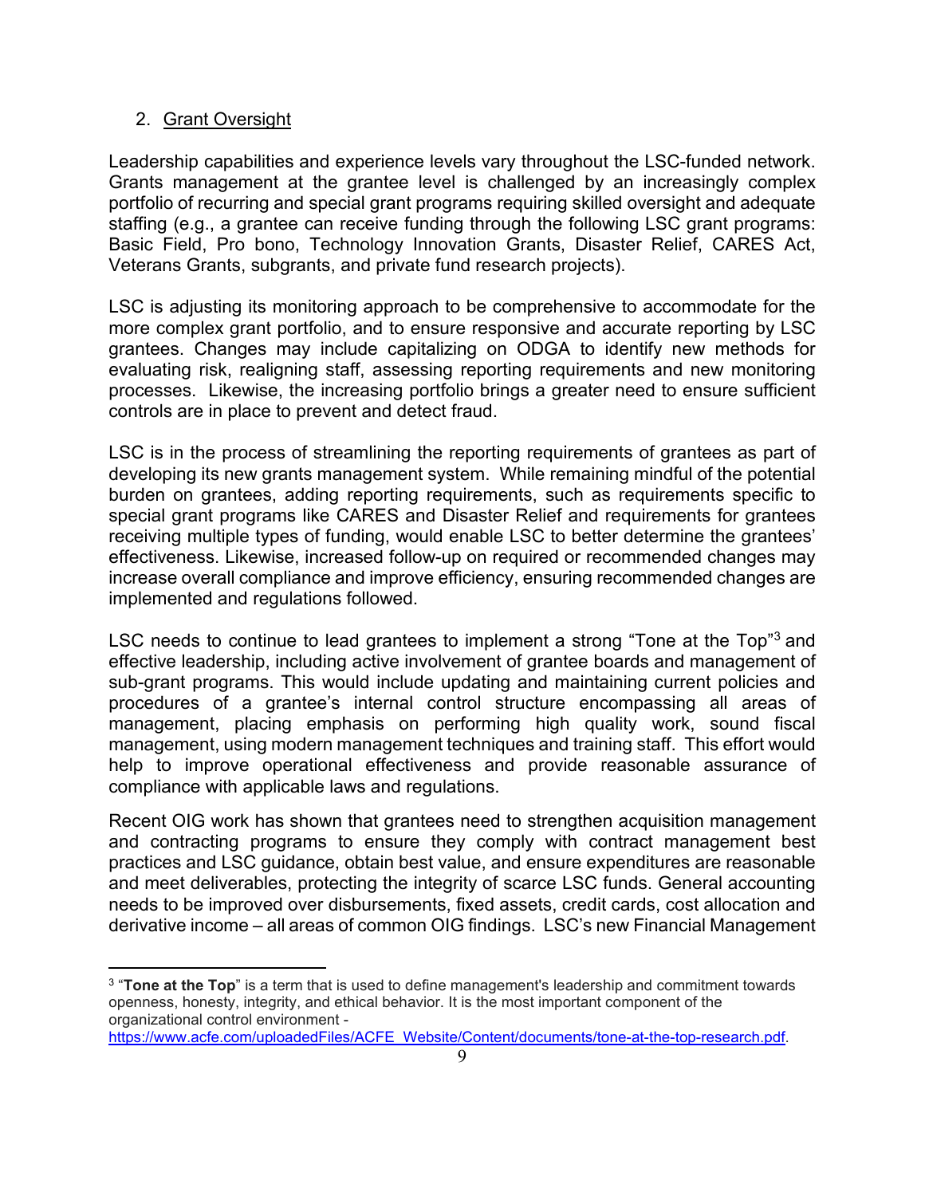2. Grant Oversight

Leadership capabilities and experience levels vary throughout the LSC-funded network. Grants management at the grantee level is challenged by an increasingly complex portfolio of recurring and special grant programs requiring skilled oversight and adequate staffing (e.g., a grantee can receive funding through the following LSC grant programs: Basic Field, Pro bono, Technology Innovation Grants, Disaster Relief, CARES Act, Veterans Grants, subgrants, and private fund research projects).

LSC is adjusting its monitoring approach to be comprehensive to accommodate for the more complex grant portfolio, and to ensure responsive and accurate reporting by LSC grantees. Changes may include capitalizing on ODGA to identify new methods for evaluating risk, realigning staff, assessing reporting requirements and new monitoring processes. Likewise, the increasing portfolio brings a greater need to ensure sufficient controls are in place to prevent and detect fraud.

LSC is in the process of streamlining the reporting requirements of grantees as part of developing its new grants management system. While remaining mindful of the potential burden on grantees, adding reporting requirements, such as requirements specific to special grant programs like CARES and Disaster Relief and requirements for grantees receiving multiple types of funding, would enable LSC to better determine the grantees' effectiveness. Likewise, increased follow-up on required or recommended changes may increase overall compliance and improve efficiency, ensuring recommended changes are implemented and regulations followed.

LSC needs to continue to lead grantees to implement a strong "Tone at the Top"[3] and effective leadership, including active involvement of grantee boards and management of sub-grant programs. This would include updating and maintaining current policies and procedures of a grantee's internal control structure encompassing all areas of management, placing emphasis on performing high quality work, sound fiscal management, using modern management techniques and training staff. This effort would help to improve operational effectiveness and provide reasonable assurance of compliance with applicable laws and regulations.

Recent OIG work has shown that grantees need to strengthen acquisition management and contracting programs to ensure they comply with contract management best practices and LSC guidance, obtain best value, and ensure expenditures are reasonable and meet deliverables, protecting the integrity of scarce LSC funds. General accounting needs to be improved over disbursements, fixed assets, credit cards, cost allocation and derivative income – all areas of common OIG findings. LSC's new Financial Management

---

[3] "**Tone at the Top**" is a term that is used to define management's leadership and commitment towards openness, honesty, integrity, and ethical behavior. It is the most important component of the organizational control environment - https://www.acfe.com/uploadedFiles/ACFE_Website/Content/documents/tone-at-the-top-research.pdf.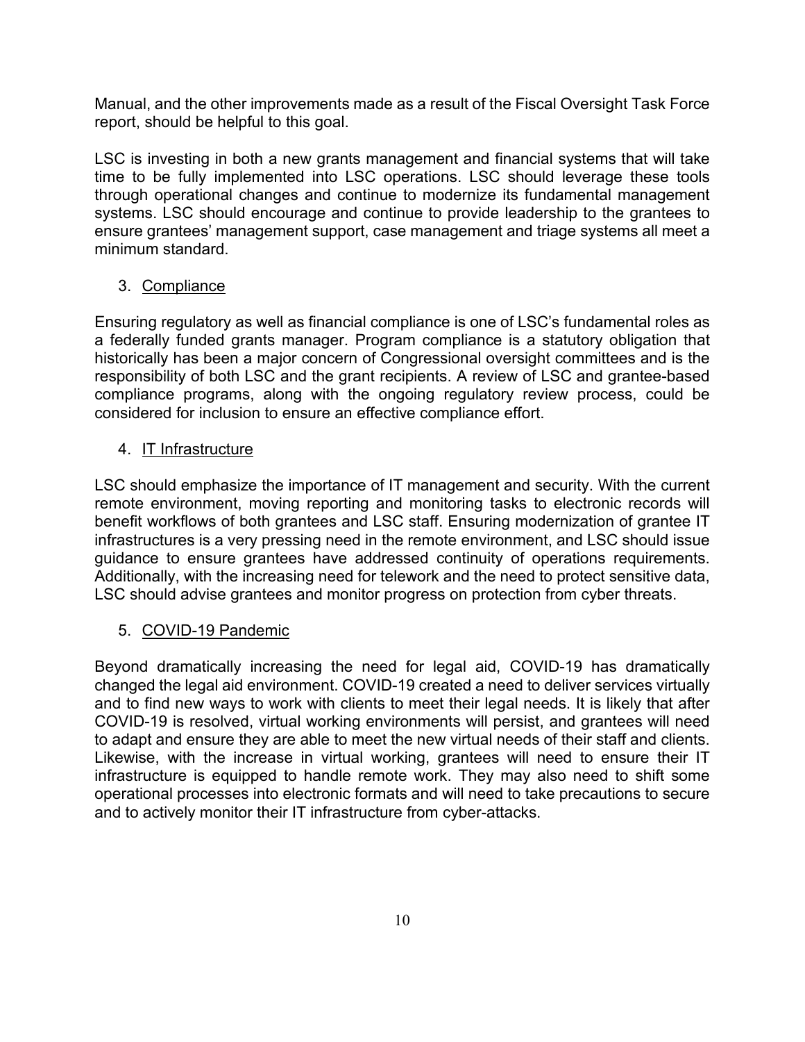Manual, and the other improvements made as a result of the Fiscal Oversight Task Force report, should be helpful to this goal.

LSC is investing in both a new grants management and financial systems that will take time to be fully implemented into LSC operations. LSC should leverage these tools through operational changes and continue to modernize its fundamental management systems. LSC should encourage and continue to provide leadership to the grantees to ensure grantees' management support, case management and triage systems all meet a minimum standard.

3. Compliance

Ensuring regulatory as well as financial compliance is one of LSC's fundamental roles as a federally funded grants manager. Program compliance is a statutory obligation that historically has been a major concern of Congressional oversight committees and is the responsibility of both LSC and the grant recipients. A review of LSC and grantee-based compliance programs, along with the ongoing regulatory review process, could be considered for inclusion to ensure an effective compliance effort.

4. IT Infrastructure

LSC should emphasize the importance of IT management and security. With the current remote environment, moving reporting and monitoring tasks to electronic records will benefit workflows of both grantees and LSC staff. Ensuring modernization of grantee IT infrastructures is a very pressing need in the remote environment, and LSC should issue guidance to ensure grantees have addressed continuity of operations requirements. Additionally, with the increasing need for telework and the need to protect sensitive data, LSC should advise grantees and monitor progress on protection from cyber threats.

5. COVID-19 Pandemic

Beyond dramatically increasing the need for legal aid, COVID-19 has dramatically changed the legal aid environment. COVID-19 created a need to deliver services virtually and to find new ways to work with clients to meet their legal needs. It is likely that after COVID-19 is resolved, virtual working environments will persist, and grantees will need to adapt and ensure they are able to meet the new virtual needs of their staff and clients. Likewise, with the increase in virtual working, grantees will need to ensure their IT infrastructure is equipped to handle remote work. They may also need to shift some operational processes into electronic formats and will need to take precautions to secure and to actively monitor their IT infrastructure from cyber-attacks.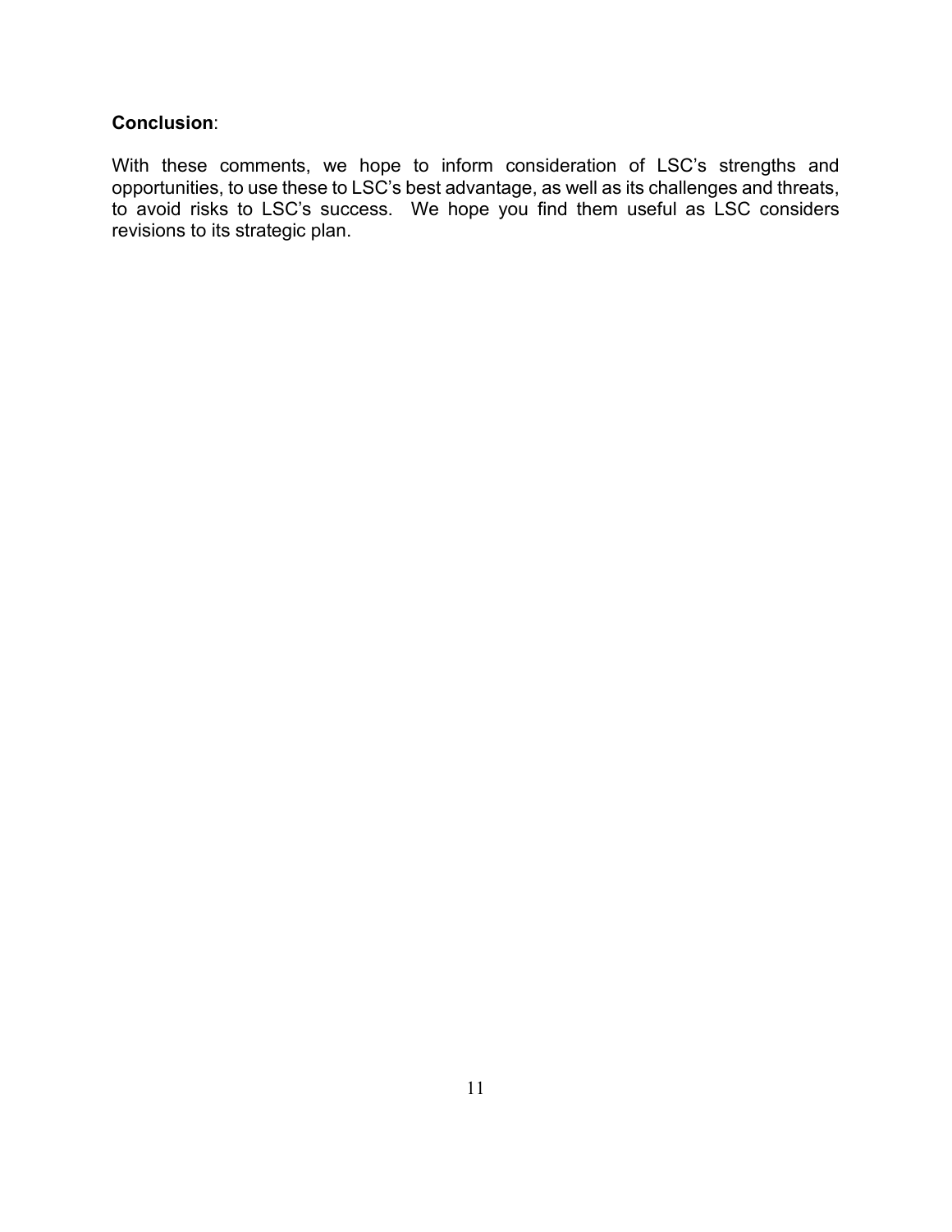**Conclusion**:

With these comments, we hope to inform consideration of LSC's strengths and opportunities, to use these to LSC's best advantage, as well as its challenges and threats, to avoid risks to LSC's success. We hope you find them useful as LSC considers revisions to its strategic plan.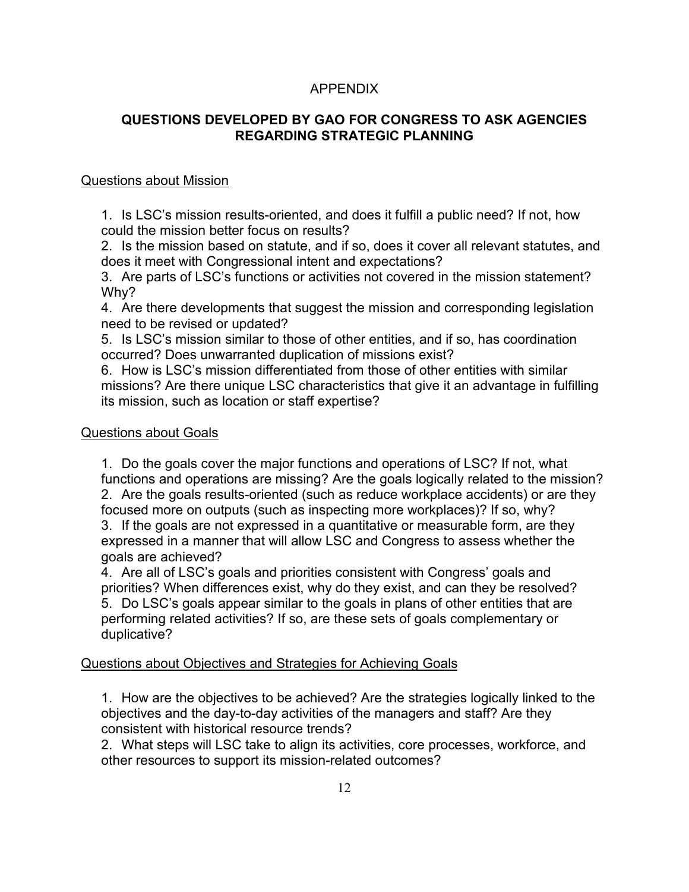APPENDIX

## QUESTIONS DEVELOPED BY GAO FOR CONGRESS TO ASK AGENCIES REGARDING STRATEGIC PLANNING

<u>Questions about Mission</u>

1. Is LSC's mission results-oriented, and does it fulfill a public need? If not, how could the mission better focus on results?
2. Is the mission based on statute, and if so, does it cover all relevant statutes, and does it meet with Congressional intent and expectations?
3. Are parts of LSC's functions or activities not covered in the mission statement? Why?
4. Are there developments that suggest the mission and corresponding legislation need to be revised or updated?
5. Is LSC's mission similar to those of other entities, and if so, has coordination occurred? Does unwarranted duplication of missions exist?
6. How is LSC's mission differentiated from those of other entities with similar missions? Are there unique LSC characteristics that give it an advantage in fulfilling its mission, such as location or staff expertise?

<u>Questions about Goals</u>

1. Do the goals cover the major functions and operations of LSC? If not, what functions and operations are missing? Are the goals logically related to the mission?
2. Are the goals results-oriented (such as reduce workplace accidents) or are they focused more on outputs (such as inspecting more workplaces)? If so, why?
3. If the goals are not expressed in a quantitative or measurable form, are they expressed in a manner that will allow LSC and Congress to assess whether the goals are achieved?
4. Are all of LSC's goals and priorities consistent with Congress' goals and priorities? When differences exist, why do they exist, and can they be resolved?
5. Do LSC's goals appear similar to the goals in plans of other entities that are performing related activities? If so, are these sets of goals complementary or duplicative?

<u>Questions about Objectives and Strategies for Achieving Goals</u>

1. How are the objectives to be achieved? Are the strategies logically linked to the objectives and the day-to-day activities of the managers and staff? Are they consistent with historical resource trends?
2. What steps will LSC take to align its activities, core processes, workforce, and other resources to support its mission-related outcomes?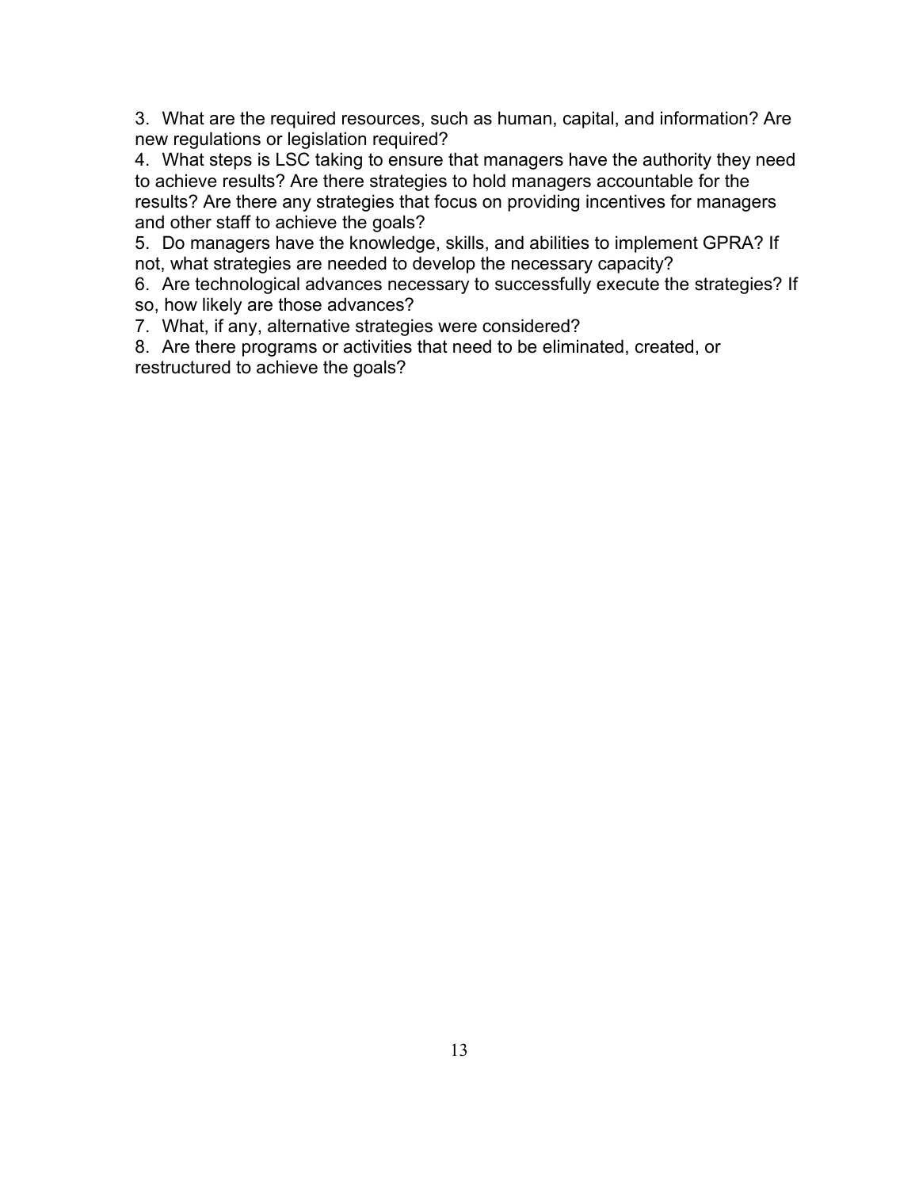3. What are the required resources, such as human, capital, and information? Are new regulations or legislation required?
4. What steps is LSC taking to ensure that managers have the authority they need to achieve results? Are there strategies to hold managers accountable for the results? Are there any strategies that focus on providing incentives for managers and other staff to achieve the goals?
5. Do managers have the knowledge, skills, and abilities to implement GPRA? If not, what strategies are needed to develop the necessary capacity?
6. Are technological advances necessary to successfully execute the strategies? If so, how likely are those advances?
7. What, if any, alternative strategies were considered?
8. Are there programs or activities that need to be eliminated, created, or restructured to achieve the goals?